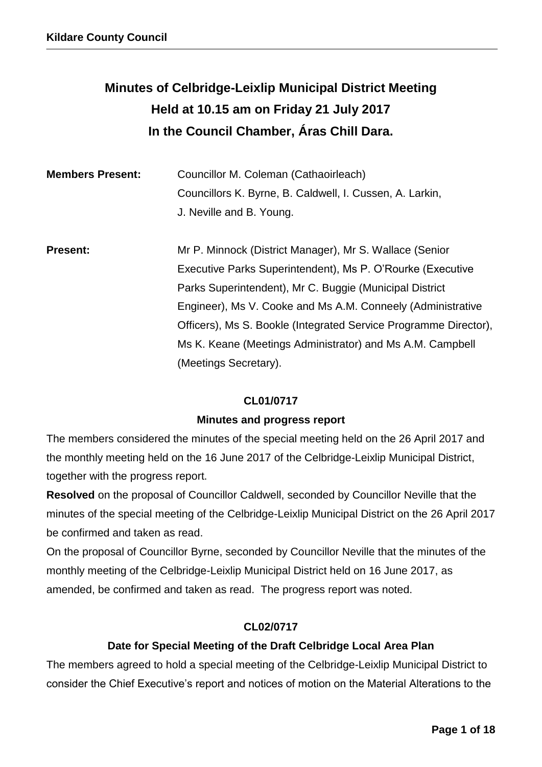# Minutes of Celbridge-Leixlip Municipal District Meeting
# Held at 10.15 am on Friday 21 July 2017
# In the Council Chamber, Áras Chill Dara.

| | |
|---|---|
| **Members Present:** | Councillor M. Coleman (Cathaoirleach) Councillors K. Byrne, B. Caldwell, I. Cussen, A. Larkin, J. Neville and B. Young. |
| **Present:** | Mr P. Minnock (District Manager), Mr S. Wallace (Senior Executive Parks Superintendent), Ms P. O'Rourke (Executive Parks Superintendent), Mr C. Buggie (Municipal District Engineer), Ms V. Cooke and Ms A.M. Conneely (Administrative Officers), Ms S. Bookle (Integrated Service Programme Director), Ms K. Keane (Meetings Administrator) and Ms A.M. Campbell (Meetings Secretary). |

**CL01/0717**

**Minutes and progress report**

The members considered the minutes of the special meeting held on the 26 April 2017 and the monthly meeting held on the 16 June 2017 of the Celbridge-Leixlip Municipal District, together with the progress report.

**Resolved** on the proposal of Councillor Caldwell, seconded by Councillor Neville that the minutes of the special meeting of the Celbridge-Leixlip Municipal District on the 26 April 2017 be confirmed and taken as read.

On the proposal of Councillor Byrne, seconded by Councillor Neville that the minutes of the monthly meeting of the Celbridge-Leixlip Municipal District held on 16 June 2017, as amended, be confirmed and taken as read. The progress report was noted.

**CL02/0717**

**Date for Special Meeting of the Draft Celbridge Local Area Plan**

The members agreed to hold a special meeting of the Celbridge-Leixlip Municipal District to consider the Chief Executive's report and notices of motion on the Material Alterations to the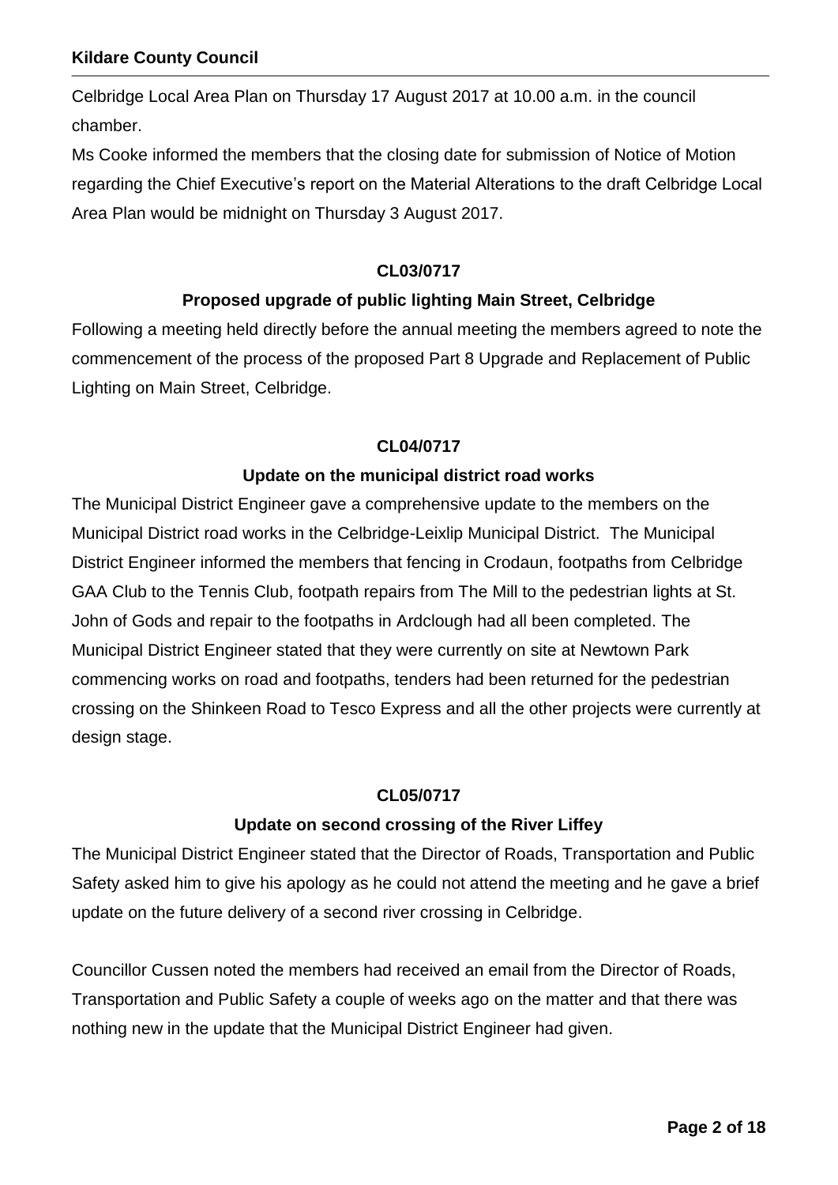Celbridge Local Area Plan on Thursday 17 August 2017 at 10.00 a.m. in the council chamber.

Ms Cooke informed the members that the closing date for submission of Notice of Motion regarding the Chief Executive's report on the Material Alterations to the draft Celbridge Local Area Plan would be midnight on Thursday 3 August 2017.

**CL03/0717**

**Proposed upgrade of public lighting Main Street, Celbridge**

Following a meeting held directly before the annual meeting the members agreed to note the commencement of the process of the proposed Part 8 Upgrade and Replacement of Public Lighting on Main Street, Celbridge.

**CL04/0717**

**Update on the municipal district road works**

The Municipal District Engineer gave a comprehensive update to the members on the Municipal District road works in the Celbridge-Leixlip Municipal District. The Municipal District Engineer informed the members that fencing in Crodaun, footpaths from Celbridge GAA Club to the Tennis Club, footpath repairs from The Mill to the pedestrian lights at St. John of Gods and repair to the footpaths in Ardclough had all been completed. The Municipal District Engineer stated that they were currently on site at Newtown Park commencing works on road and footpaths, tenders had been returned for the pedestrian crossing on the Shinkeen Road to Tesco Express and all the other projects were currently at design stage.

**CL05/0717**

**Update on second crossing of the River Liffey**

The Municipal District Engineer stated that the Director of Roads, Transportation and Public Safety asked him to give his apology as he could not attend the meeting and he gave a brief update on the future delivery of a second river crossing in Celbridge.

Councillor Cussen noted the members had received an email from the Director of Roads, Transportation and Public Safety a couple of weeks ago on the matter and that there was nothing new in the update that the Municipal District Engineer had given.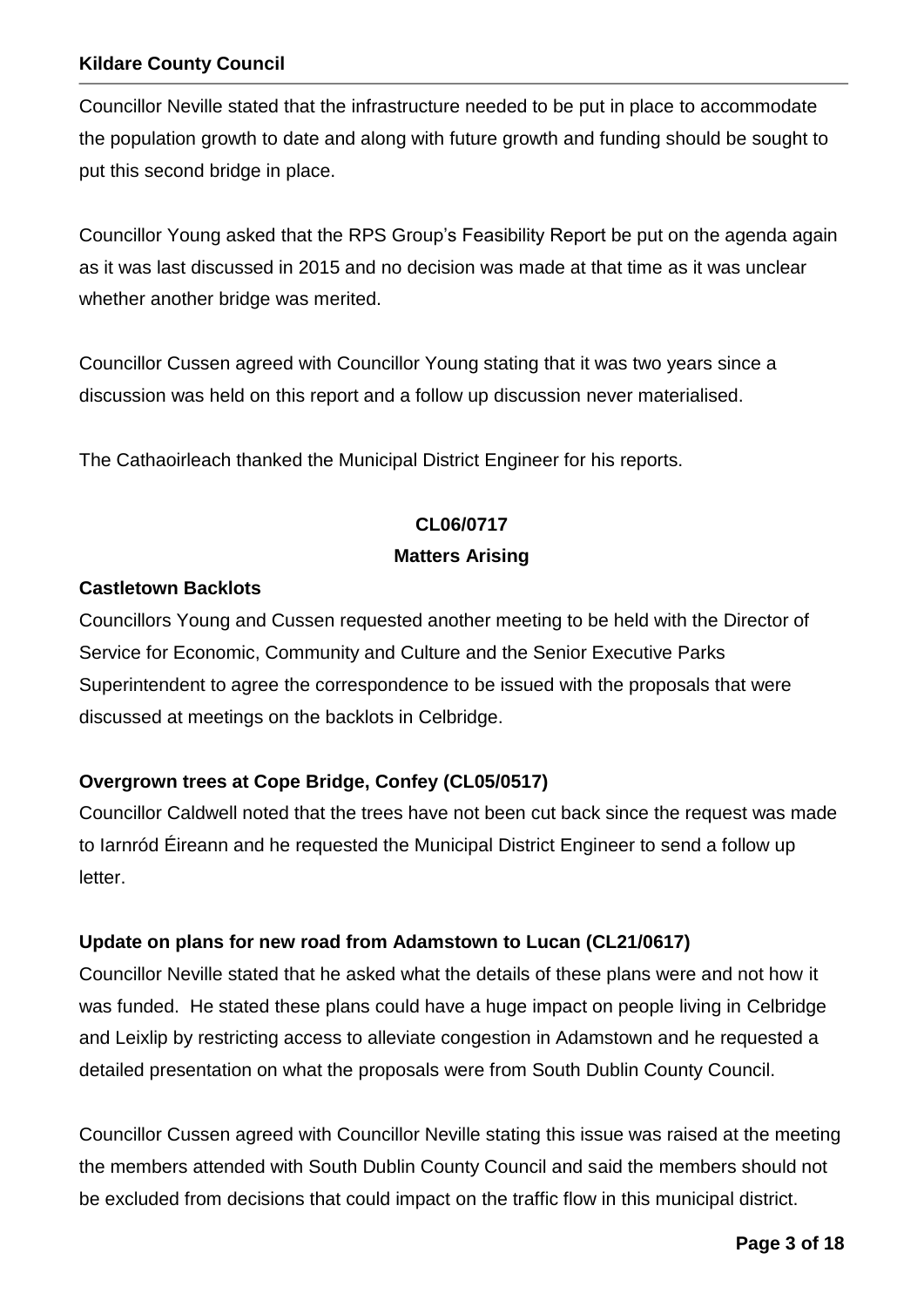Councillor Neville stated that the infrastructure needed to be put in place to accommodate the population growth to date and along with future growth and funding should be sought to put this second bridge in place.

Councillor Young asked that the RPS Group's Feasibility Report be put on the agenda again as it was last discussed in 2015 and no decision was made at that time as it was unclear whether another bridge was merited.

Councillor Cussen agreed with Councillor Young stating that it was two years since a discussion was held on this report and a follow up discussion never materialised.

The Cathaoirleach thanked the Municipal District Engineer for his reports.

## CL06/0717
## Matters Arising

**Castletown Backlots**

Councillors Young and Cussen requested another meeting to be held with the Director of Service for Economic, Community and Culture and the Senior Executive Parks Superintendent to agree the correspondence to be issued with the proposals that were discussed at meetings on the backlots in Celbridge.

**Overgrown trees at Cope Bridge, Confey (CL05/0517)**

Councillor Caldwell noted that the trees have not been cut back since the request was made to Iarnród Éireann and he requested the Municipal District Engineer to send a follow up letter.

**Update on plans for new road from Adamstown to Lucan (CL21/0617)**

Councillor Neville stated that he asked what the details of these plans were and not how it was funded. He stated these plans could have a huge impact on people living in Celbridge and Leixlip by restricting access to alleviate congestion in Adamstown and he requested a detailed presentation on what the proposals were from South Dublin County Council.

Councillor Cussen agreed with Councillor Neville stating this issue was raised at the meeting the members attended with South Dublin County Council and said the members should not be excluded from decisions that could impact on the traffic flow in this municipal district.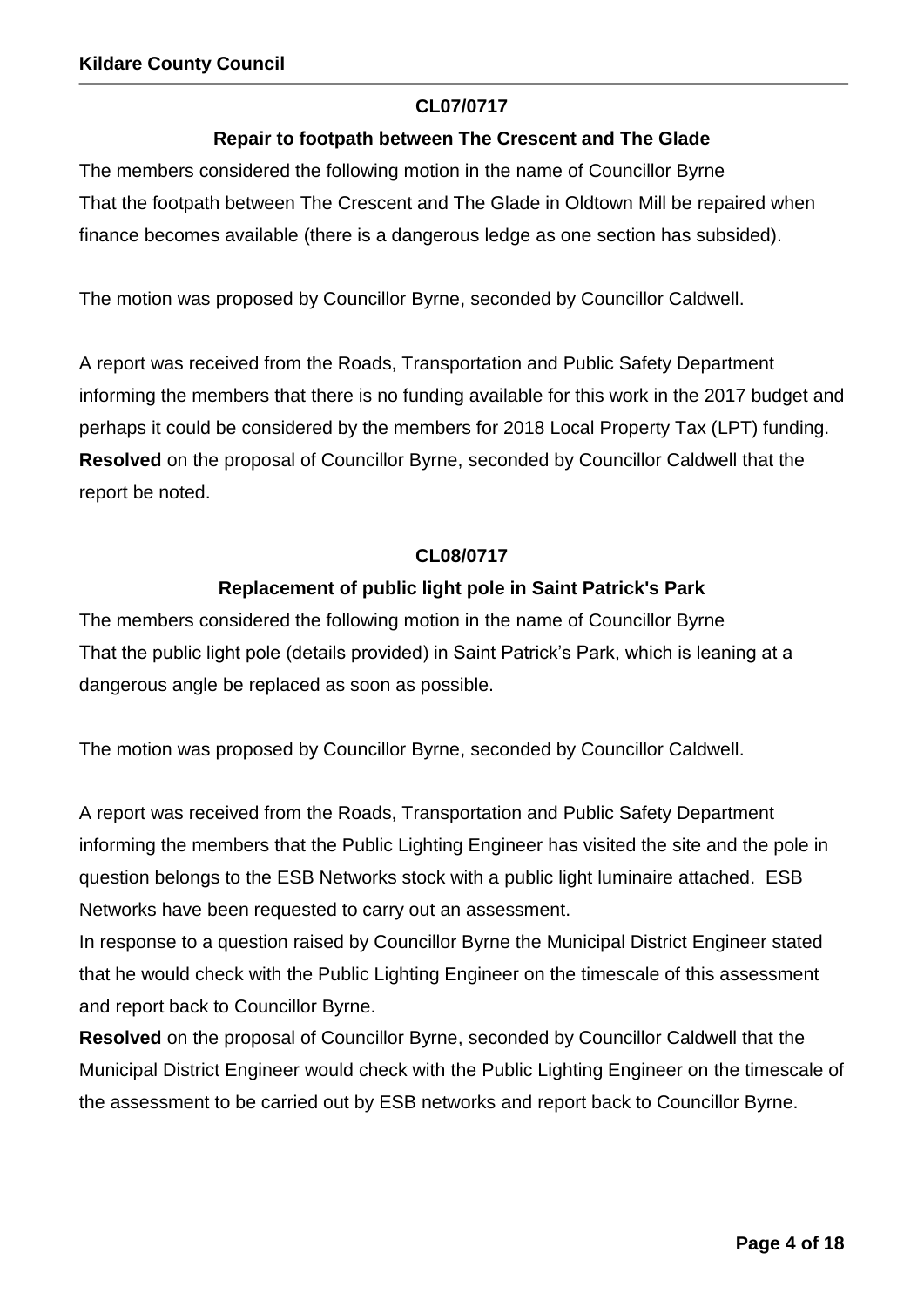**CL07/0717**

**Repair to footpath between The Crescent and The Glade**

The members considered the following motion in the name of Councillor Byrne

That the footpath between The Crescent and The Glade in Oldtown Mill be repaired when finance becomes available (there is a dangerous ledge as one section has subsided).

The motion was proposed by Councillor Byrne, seconded by Councillor Caldwell.

A report was received from the Roads, Transportation and Public Safety Department informing the members that there is no funding available for this work in the 2017 budget and perhaps it could be considered by the members for 2018 Local Property Tax (LPT) funding.

**Resolved** on the proposal of Councillor Byrne, seconded by Councillor Caldwell that the report be noted.

**CL08/0717**

**Replacement of public light pole in Saint Patrick's Park**

The members considered the following motion in the name of Councillor Byrne

That the public light pole (details provided) in Saint Patrick's Park, which is leaning at a dangerous angle be replaced as soon as possible.

The motion was proposed by Councillor Byrne, seconded by Councillor Caldwell.

A report was received from the Roads, Transportation and Public Safety Department informing the members that the Public Lighting Engineer has visited the site and the pole in question belongs to the ESB Networks stock with a public light luminaire attached. ESB Networks have been requested to carry out an assessment.

In response to a question raised by Councillor Byrne the Municipal District Engineer stated that he would check with the Public Lighting Engineer on the timescale of this assessment and report back to Councillor Byrne.

**Resolved** on the proposal of Councillor Byrne, seconded by Councillor Caldwell that the Municipal District Engineer would check with the Public Lighting Engineer on the timescale of the assessment to be carried out by ESB networks and report back to Councillor Byrne.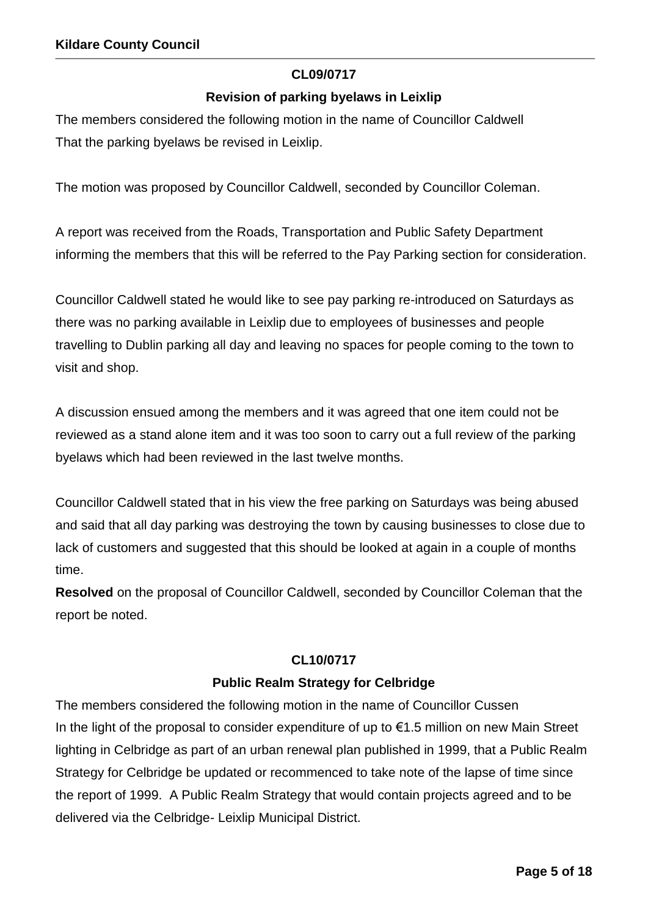**CL09/0717**

**Revision of parking byelaws in Leixlip**

The members considered the following motion in the name of Councillor Caldwell
That the parking byelaws be revised in Leixlip.

The motion was proposed by Councillor Caldwell, seconded by Councillor Coleman.

A report was received from the Roads, Transportation and Public Safety Department informing the members that this will be referred to the Pay Parking section for consideration.

Councillor Caldwell stated he would like to see pay parking re-introduced on Saturdays as there was no parking available in Leixlip due to employees of businesses and people travelling to Dublin parking all day and leaving no spaces for people coming to the town to visit and shop.

A discussion ensued among the members and it was agreed that one item could not be reviewed as a stand alone item and it was too soon to carry out a full review of the parking byelaws which had been reviewed in the last twelve months.

Councillor Caldwell stated that in his view the free parking on Saturdays was being abused and said that all day parking was destroying the town by causing businesses to close due to lack of customers and suggested that this should be looked at again in a couple of months time.

**Resolved** on the proposal of Councillor Caldwell, seconded by Councillor Coleman that the report be noted.

**CL10/0717**

**Public Realm Strategy for Celbridge**

The members considered the following motion in the name of Councillor Cussen
In the light of the proposal to consider expenditure of up to €1.5 million on new Main Street lighting in Celbridge as part of an urban renewal plan published in 1999, that a Public Realm Strategy for Celbridge be updated or recommenced to take note of the lapse of time since the report of 1999. A Public Realm Strategy that would contain projects agreed and to be delivered via the Celbridge- Leixlip Municipal District.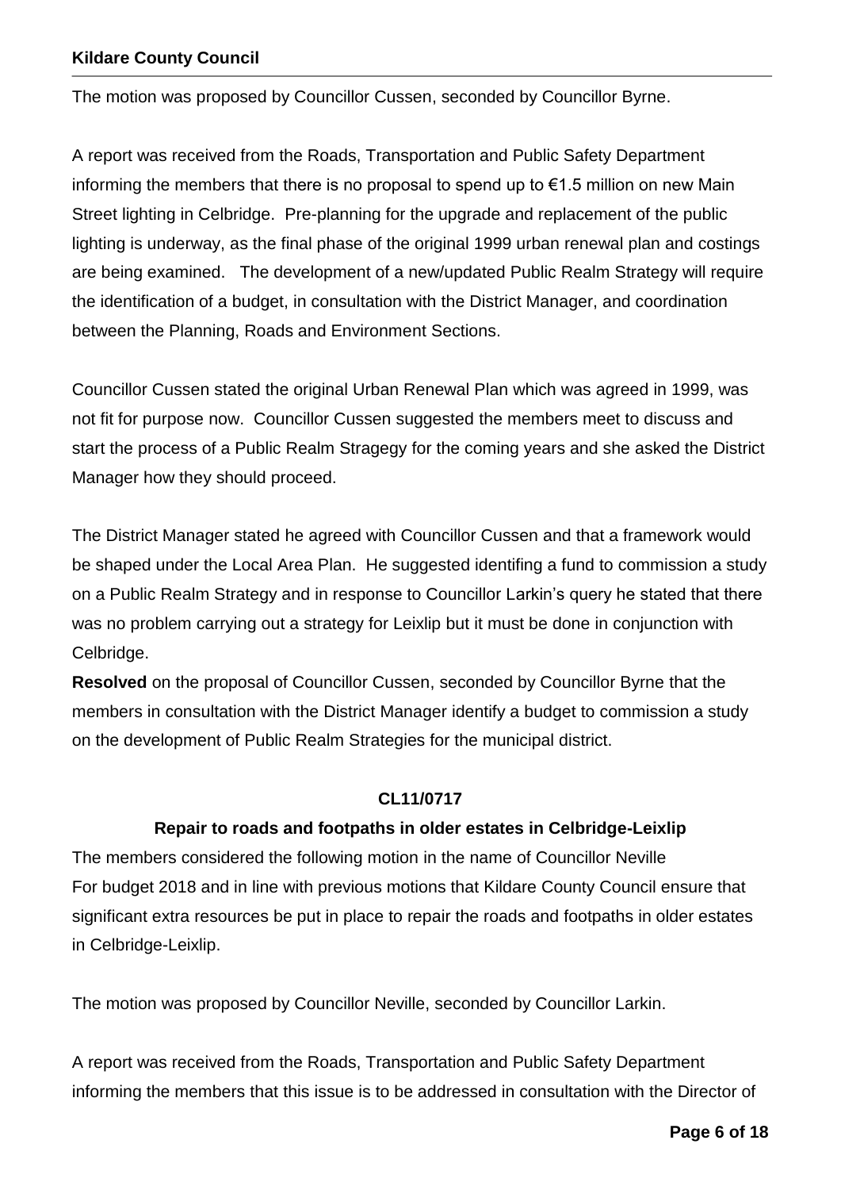The motion was proposed by Councillor Cussen, seconded by Councillor Byrne.

A report was received from the Roads, Transportation and Public Safety Department informing the members that there is no proposal to spend up to €1.5 million on new Main Street lighting in Celbridge. Pre-planning for the upgrade and replacement of the public lighting is underway, as the final phase of the original 1999 urban renewal plan and costings are being examined. The development of a new/updated Public Realm Strategy will require the identification of a budget, in consultation with the District Manager, and coordination between the Planning, Roads and Environment Sections.

Councillor Cussen stated the original Urban Renewal Plan which was agreed in 1999, was not fit for purpose now. Councillor Cussen suggested the members meet to discuss and start the process of a Public Realm Stragegy for the coming years and she asked the District Manager how they should proceed.

The District Manager stated he agreed with Councillor Cussen and that a framework would be shaped under the Local Area Plan. He suggested identifing a fund to commission a study on a Public Realm Strategy and in response to Councillor Larkin's query he stated that there was no problem carrying out a strategy for Leixlip but it must be done in conjunction with Celbridge.

**Resolved** on the proposal of Councillor Cussen, seconded by Councillor Byrne that the members in consultation with the District Manager identify a budget to commission a study on the development of Public Realm Strategies for the municipal district.

**CL11/0717**

**Repair to roads and footpaths in older estates in Celbridge-Leixlip**

The members considered the following motion in the name of Councillor Neville
For budget 2018 and in line with previous motions that Kildare County Council ensure that significant extra resources be put in place to repair the roads and footpaths in older estates in Celbridge-Leixlip.

The motion was proposed by Councillor Neville, seconded by Councillor Larkin.

A report was received from the Roads, Transportation and Public Safety Department informing the members that this issue is to be addressed in consultation with the Director of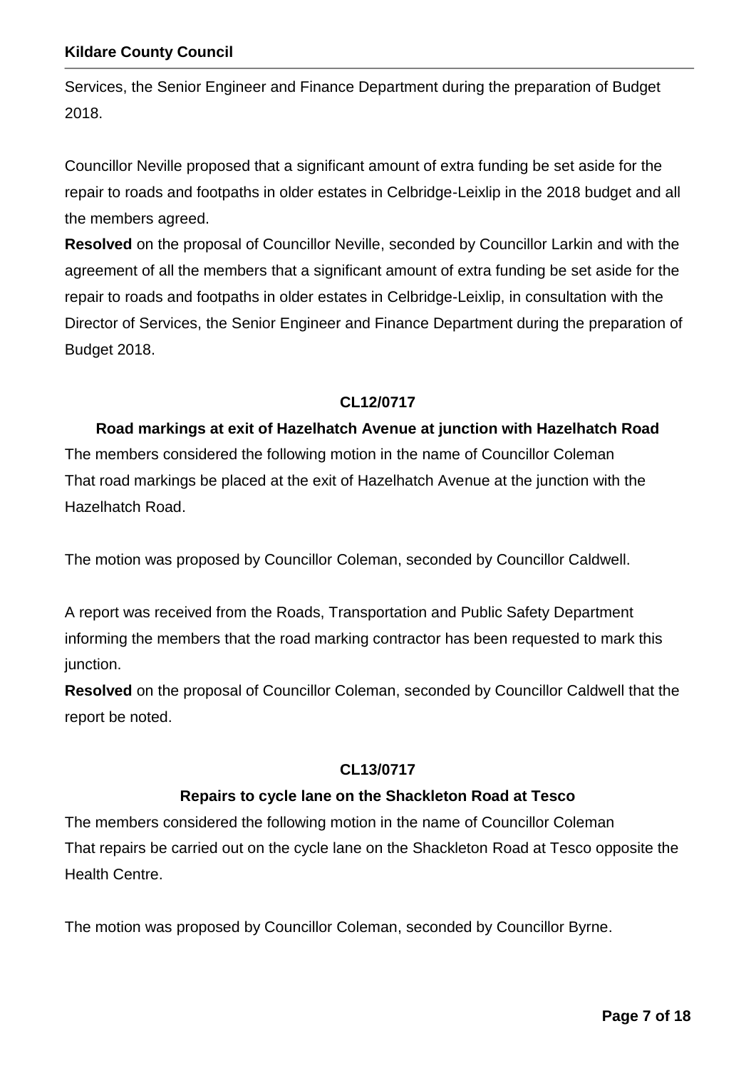Services, the Senior Engineer and Finance Department during the preparation of Budget 2018.

Councillor Neville proposed that a significant amount of extra funding be set aside for the repair to roads and footpaths in older estates in Celbridge-Leixlip in the 2018 budget and all the members agreed.

**Resolved** on the proposal of Councillor Neville, seconded by Councillor Larkin and with the agreement of all the members that a significant amount of extra funding be set aside for the repair to roads and footpaths in older estates in Celbridge-Leixlip, in consultation with the Director of Services, the Senior Engineer and Finance Department during the preparation of Budget 2018.

### CL12/0717

### Road markings at exit of Hazelhatch Avenue at junction with Hazelhatch Road

The members considered the following motion in the name of Councillor Coleman
That road markings be placed at the exit of Hazelhatch Avenue at the junction with the Hazelhatch Road.

The motion was proposed by Councillor Coleman, seconded by Councillor Caldwell.

A report was received from the Roads, Transportation and Public Safety Department informing the members that the road marking contractor has been requested to mark this junction.

**Resolved** on the proposal of Councillor Coleman, seconded by Councillor Caldwell that the report be noted.

### CL13/0717

### Repairs to cycle lane on the Shackleton Road at Tesco

The members considered the following motion in the name of Councillor Coleman
That repairs be carried out on the cycle lane on the Shackleton Road at Tesco opposite the Health Centre.

The motion was proposed by Councillor Coleman, seconded by Councillor Byrne.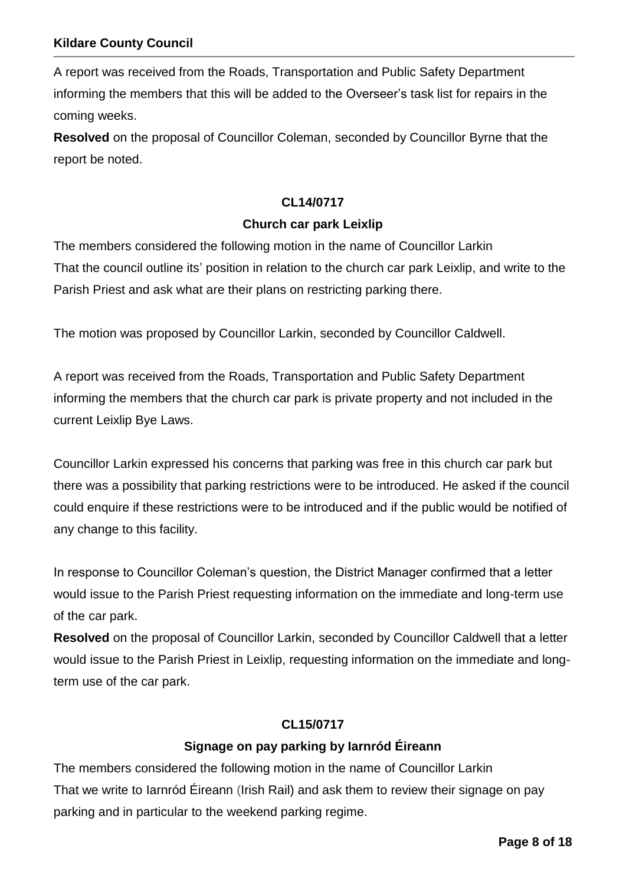A report was received from the Roads, Transportation and Public Safety Department informing the members that this will be added to the Overseer's task list for repairs in the coming weeks.

**Resolved** on the proposal of Councillor Coleman, seconded by Councillor Byrne that the report be noted.

**CL14/0717**

**Church car park Leixlip**

The members considered the following motion in the name of Councillor Larkin
That the council outline its' position in relation to the church car park Leixlip, and write to the Parish Priest and ask what are their plans on restricting parking there.

The motion was proposed by Councillor Larkin, seconded by Councillor Caldwell.

A report was received from the Roads, Transportation and Public Safety Department informing the members that the church car park is private property and not included in the current Leixlip Bye Laws.

Councillor Larkin expressed his concerns that parking was free in this church car park but there was a possibility that parking restrictions were to be introduced. He asked if the council could enquire if these restrictions were to be introduced and if the public would be notified of any change to this facility.

In response to Councillor Coleman's question, the District Manager confirmed that a letter would issue to the Parish Priest requesting information on the immediate and long-term use of the car park.

**Resolved** on the proposal of Councillor Larkin, seconded by Councillor Caldwell that a letter would issue to the Parish Priest in Leixlip, requesting information on the immediate and long-term use of the car park.

**CL15/0717**

**Signage on pay parking by Iarnród Éireann**

The members considered the following motion in the name of Councillor Larkin
That we write to Iarnród Éireann (Irish Rail) and ask them to review their signage on pay parking and in particular to the weekend parking regime.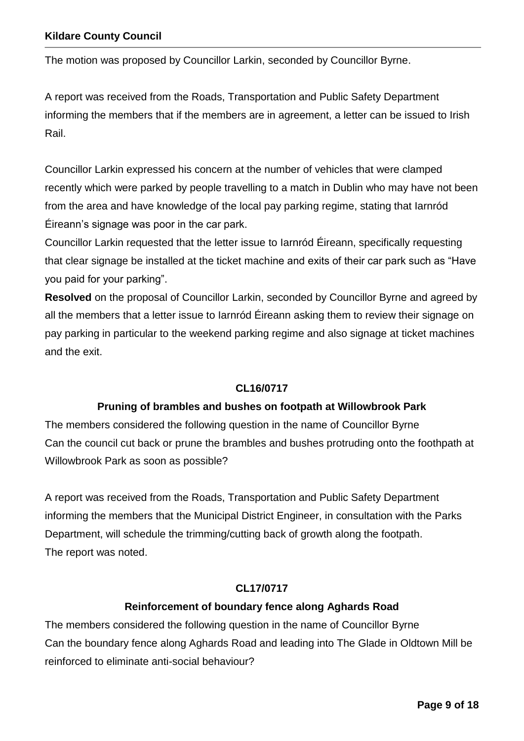The motion was proposed by Councillor Larkin, seconded by Councillor Byrne.

A report was received from the Roads, Transportation and Public Safety Department informing the members that if the members are in agreement, a letter can be issued to Irish Rail.

Councillor Larkin expressed his concern at the number of vehicles that were clamped recently which were parked by people travelling to a match in Dublin who may have not been from the area and have knowledge of the local pay parking regime, stating that Iarnród Éireann's signage was poor in the car park.
Councillor Larkin requested that the letter issue to Iarnród Éireann, specifically requesting that clear signage be installed at the ticket machine and exits of their car park such as "Have you paid for your parking".
**Resolved** on the proposal of Councillor Larkin, seconded by Councillor Byrne and agreed by all the members that a letter issue to Iarnród Éireann asking them to review their signage on pay parking in particular to the weekend parking regime and also signage at ticket machines and the exit.

**CL16/0717**

**Pruning of brambles and bushes on footpath at Willowbrook Park**

The members considered the following question in the name of Councillor Byrne
Can the council cut back or prune the brambles and bushes protruding onto the foothpath at Willowbrook Park as soon as possible?

A report was received from the Roads, Transportation and Public Safety Department informing the members that the Municipal District Engineer, in consultation with the Parks Department, will schedule the trimming/cutting back of growth along the footpath.
The report was noted.

**CL17/0717**

**Reinforcement of boundary fence along Aghards Road**

The members considered the following question in the name of Councillor Byrne
Can the boundary fence along Aghards Road and leading into The Glade in Oldtown Mill be reinforced to eliminate anti-social behaviour?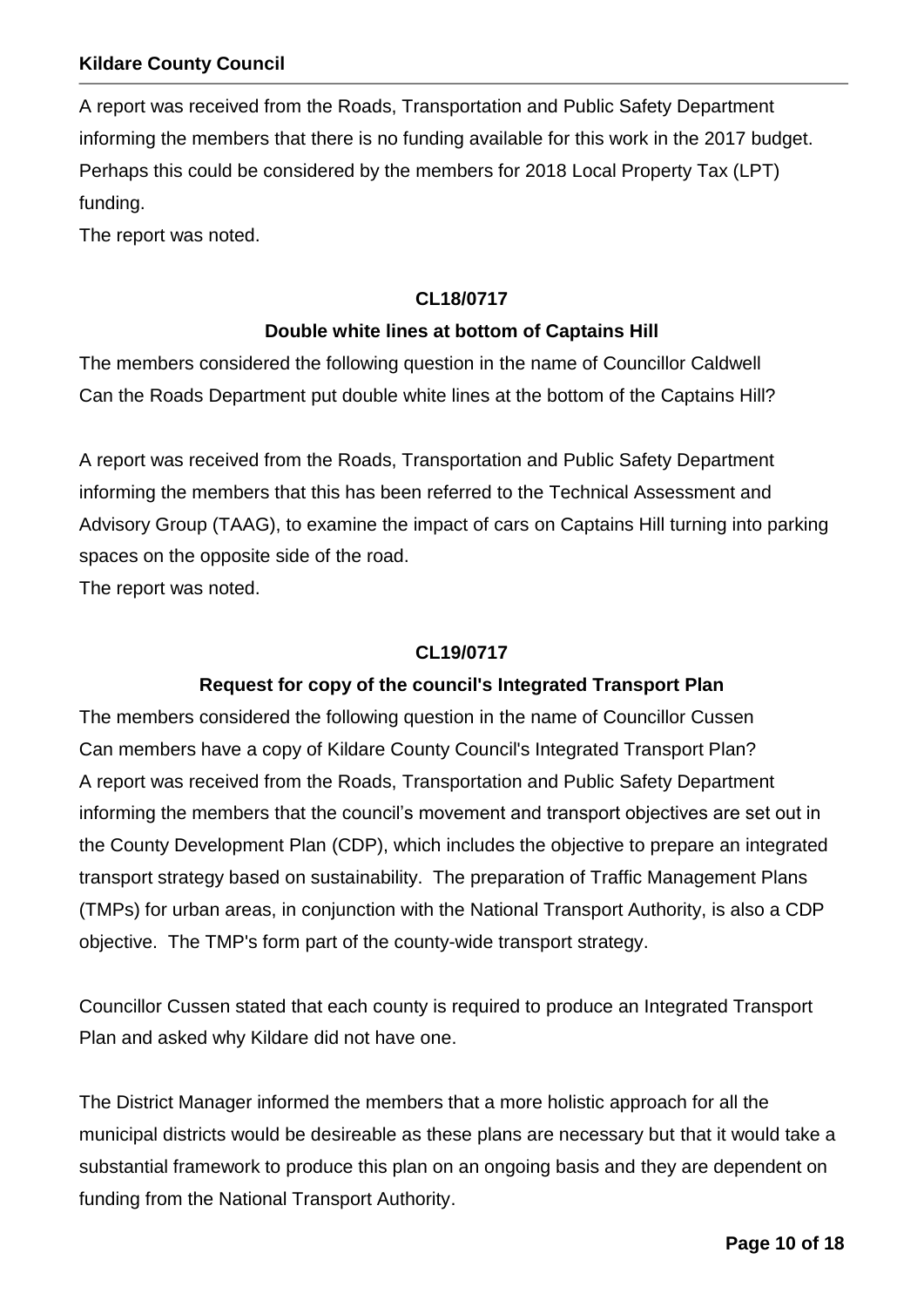A report was received from the Roads, Transportation and Public Safety Department informing the members that there is no funding available for this work in the 2017 budget. Perhaps this could be considered by the members for 2018 Local Property Tax (LPT) funding.

The report was noted.

**CL18/0717**

**Double white lines at bottom of Captains Hill**

The members considered the following question in the name of Councillor Caldwell
Can the Roads Department put double white lines at the bottom of the Captains Hill?

A report was received from the Roads, Transportation and Public Safety Department informing the members that this has been referred to the Technical Assessment and Advisory Group (TAAG), to examine the impact of cars on Captains Hill turning into parking spaces on the opposite side of the road.

The report was noted.

**CL19/0717**

**Request for copy of the council's Integrated Transport Plan**

The members considered the following question in the name of Councillor Cussen
Can members have a copy of Kildare County Council's Integrated Transport Plan?
A report was received from the Roads, Transportation and Public Safety Department informing the members that the council's movement and transport objectives are set out in the County Development Plan (CDP), which includes the objective to prepare an integrated transport strategy based on sustainability. The preparation of Traffic Management Plans (TMPs) for urban areas, in conjunction with the National Transport Authority, is also a CDP objective. The TMP's form part of the county-wide transport strategy.

Councillor Cussen stated that each county is required to produce an Integrated Transport Plan and asked why Kildare did not have one.

The District Manager informed the members that a more holistic approach for all the municipal districts would be desireable as these plans are necessary but that it would take a substantial framework to produce this plan on an ongoing basis and they are dependent on funding from the National Transport Authority.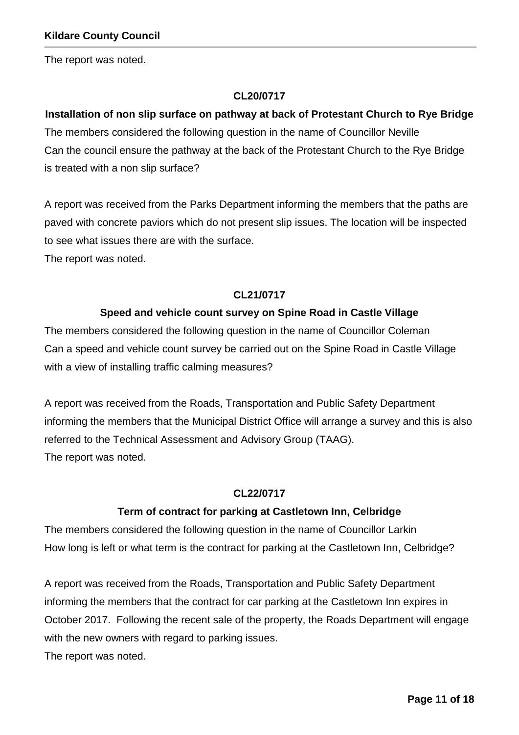The report was noted.

**CL20/0717**

**Installation of non slip surface on pathway at back of Protestant Church to Rye Bridge**

The members considered the following question in the name of Councillor Neville
Can the council ensure the pathway at the back of the Protestant Church to the Rye Bridge is treated with a non slip surface?

A report was received from the Parks Department informing the members that the paths are paved with concrete paviors which do not present slip issues. The location will be inspected to see what issues there are with the surface.
The report was noted.

**CL21/0717**

**Speed and vehicle count survey on Spine Road in Castle Village**

The members considered the following question in the name of Councillor Coleman
Can a speed and vehicle count survey be carried out on the Spine Road in Castle Village with a view of installing traffic calming measures?

A report was received from the Roads, Transportation and Public Safety Department informing the members that the Municipal District Office will arrange a survey and this is also referred to the Technical Assessment and Advisory Group (TAAG).
The report was noted.

**CL22/0717**

**Term of contract for parking at Castletown Inn, Celbridge**

The members considered the following question in the name of Councillor Larkin
How long is left or what term is the contract for parking at the Castletown Inn, Celbridge?

A report was received from the Roads, Transportation and Public Safety Department informing the members that the contract for car parking at the Castletown Inn expires in October 2017. Following the recent sale of the property, the Roads Department will engage with the new owners with regard to parking issues.
The report was noted.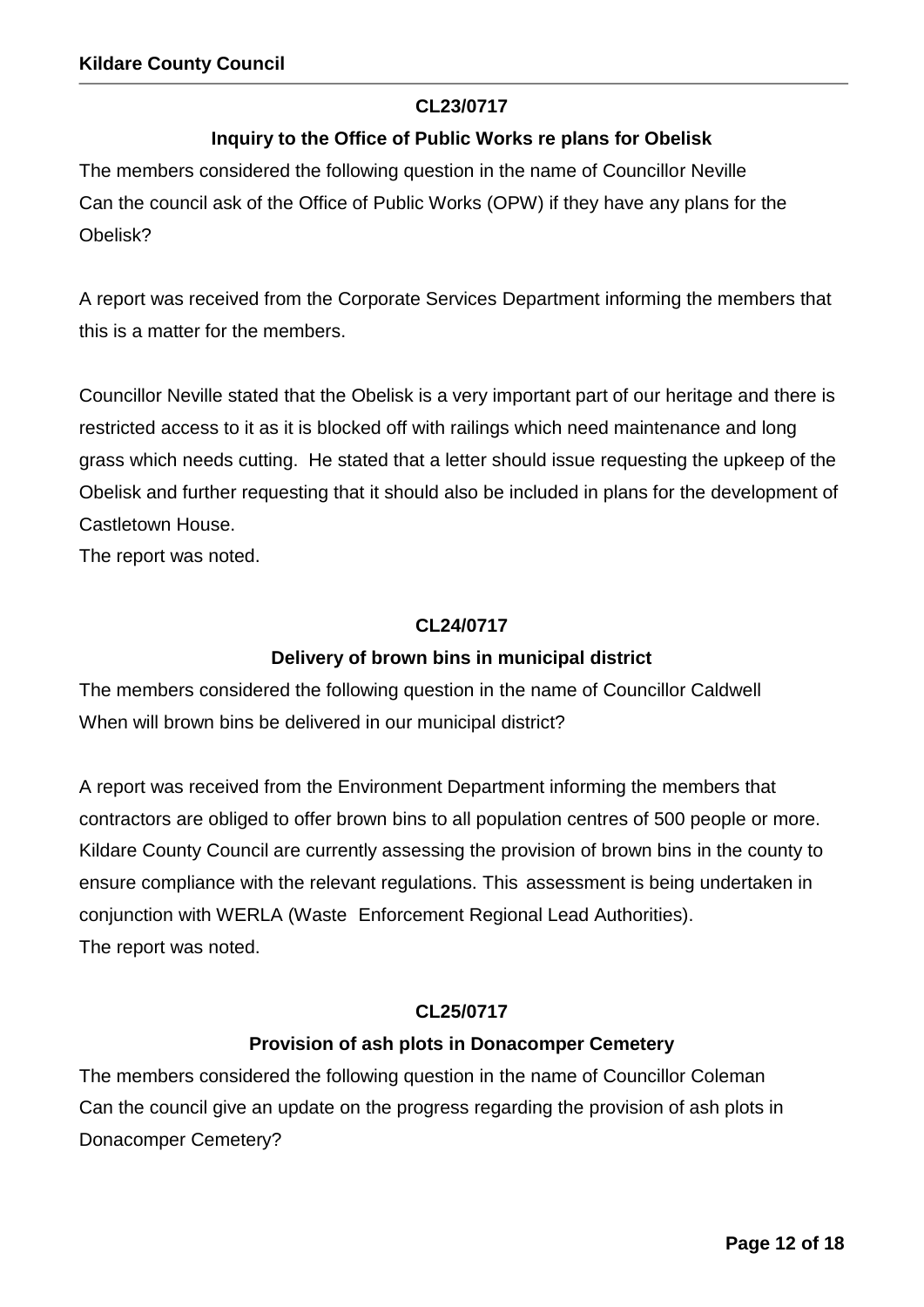**CL23/0717**

**Inquiry to the Office of Public Works re plans for Obelisk**

The members considered the following question in the name of Councillor Neville
Can the council ask of the Office of Public Works (OPW) if they have any plans for the Obelisk?

A report was received from the Corporate Services Department informing the members that this is a matter for the members.

Councillor Neville stated that the Obelisk is a very important part of our heritage and there is restricted access to it as it is blocked off with railings which need maintenance and long grass which needs cutting. He stated that a letter should issue requesting the upkeep of the Obelisk and further requesting that it should also be included in plans for the development of Castletown House.
The report was noted.

**CL24/0717**

**Delivery of brown bins in municipal district**

The members considered the following question in the name of Councillor Caldwell
When will brown bins be delivered in our municipal district?

A report was received from the Environment Department informing the members that contractors are obliged to offer brown bins to all population centres of 500 people or more. Kildare County Council are currently assessing the provision of brown bins in the county to ensure compliance with the relevant regulations. This assessment is being undertaken in conjunction with WERLA (Waste Enforcement Regional Lead Authorities).
The report was noted.

**CL25/0717**

**Provision of ash plots in Donacomper Cemetery**

The members considered the following question in the name of Councillor Coleman
Can the council give an update on the progress regarding the provision of ash plots in Donacomper Cemetery?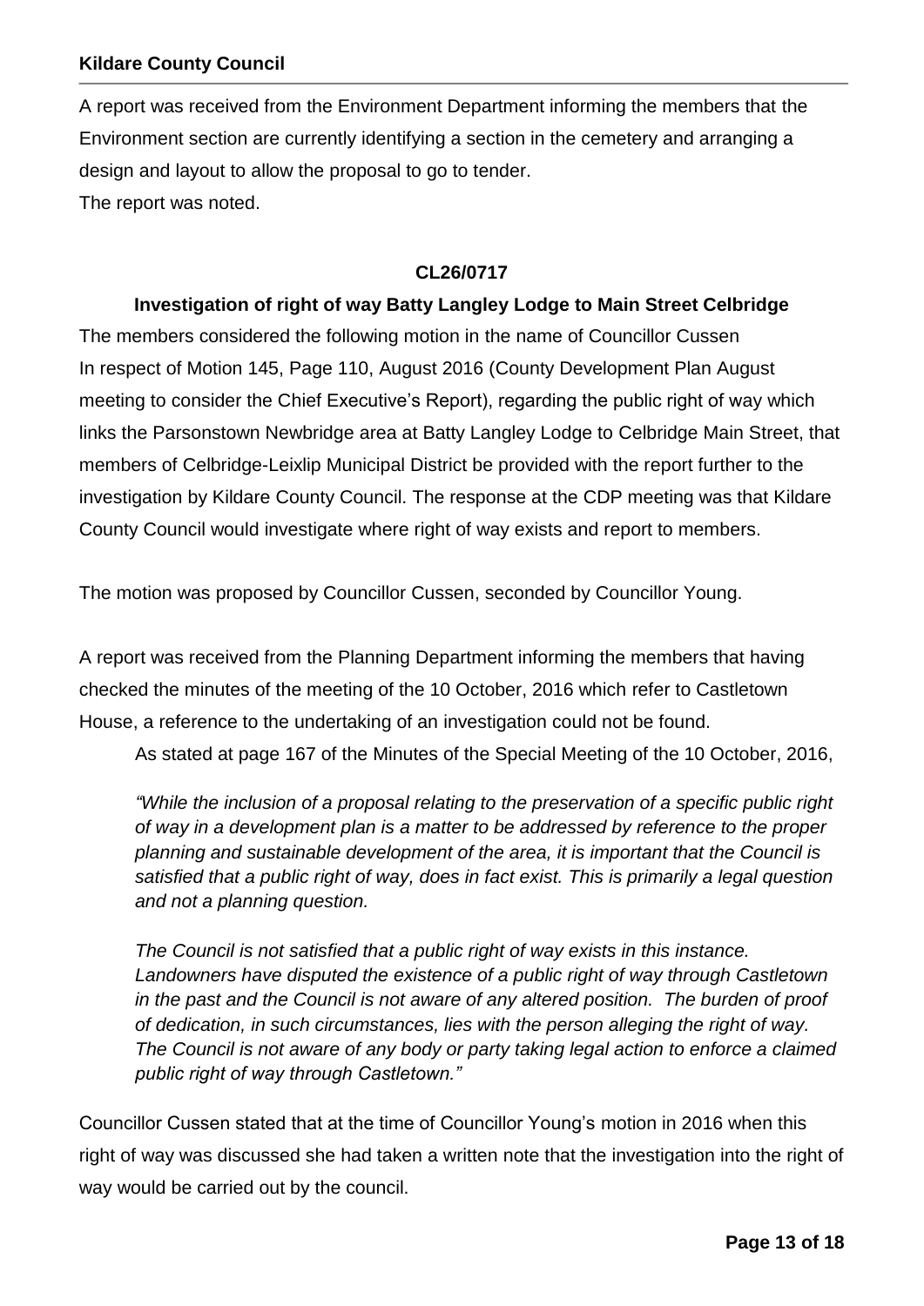A report was received from the Environment Department informing the members that the Environment section are currently identifying a section in the cemetery and arranging a design and layout to allow the proposal to go to tender.
The report was noted.

**CL26/0717**

**Investigation of right of way Batty Langley Lodge to Main Street Celbridge**

The members considered the following motion in the name of Councillor Cussen
In respect of Motion 145, Page 110, August 2016 (County Development Plan August meeting to consider the Chief Executive's Report), regarding the public right of way which links the Parsonstown Newbridge area at Batty Langley Lodge to Celbridge Main Street, that members of Celbridge-Leixlip Municipal District be provided with the report further to the investigation by Kildare County Council. The response at the CDP meeting was that Kildare County Council would investigate where right of way exists and report to members.

The motion was proposed by Councillor Cussen, seconded by Councillor Young.

A report was received from the Planning Department informing the members that having checked the minutes of the meeting of the 10 October, 2016 which refer to Castletown House, a reference to the undertaking of an investigation could not be found.

> As stated at page 167 of the Minutes of the Special Meeting of the 10 October, 2016,
>
> *"While the inclusion of a proposal relating to the preservation of a specific public right of way in a development plan is a matter to be addressed by reference to the proper planning and sustainable development of the area, it is important that the Council is satisfied that a public right of way, does in fact exist. This is primarily a legal question and not a planning question.*
>
> *The Council is not satisfied that a public right of way exists in this instance. Landowners have disputed the existence of a public right of way through Castletown in the past and the Council is not aware of any altered position. The burden of proof of dedication, in such circumstances, lies with the person alleging the right of way. The Council is not aware of any body or party taking legal action to enforce a claimed public right of way through Castletown."*

Councillor Cussen stated that at the time of Councillor Young's motion in 2016 when this right of way was discussed she had taken a written note that the investigation into the right of way would be carried out by the council.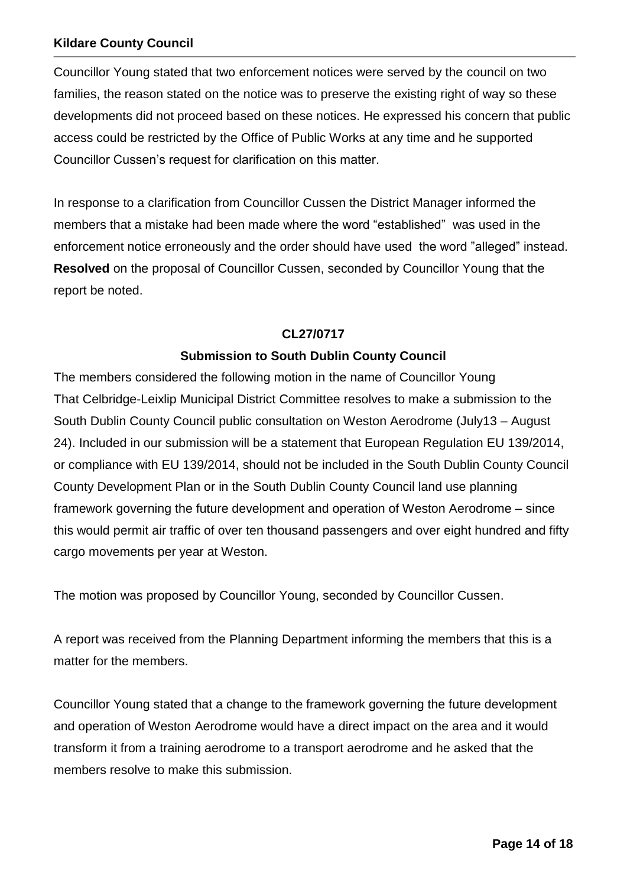Councillor Young stated that two enforcement notices were served by the council on two families, the reason stated on the notice was to preserve the existing right of way so these developments did not proceed based on these notices. He expressed his concern that public access could be restricted by the Office of Public Works at any time and he supported Councillor Cussen's request for clarification on this matter.

In response to a clarification from Councillor Cussen the District Manager informed the members that a mistake had been made where the word "established" was used in the enforcement notice erroneously and the order should have used the word "alleged" instead. **Resolved** on the proposal of Councillor Cussen, seconded by Councillor Young that the report be noted.

**CL27/0717**

**Submission to South Dublin County Council**

The members considered the following motion in the name of Councillor Young That Celbridge-Leixlip Municipal District Committee resolves to make a submission to the South Dublin County Council public consultation on Weston Aerodrome (July13 – August 24). Included in our submission will be a statement that European Regulation EU 139/2014, or compliance with EU 139/2014, should not be included in the South Dublin County Council County Development Plan or in the South Dublin County Council land use planning framework governing the future development and operation of Weston Aerodrome – since this would permit air traffic of over ten thousand passengers and over eight hundred and fifty cargo movements per year at Weston.

The motion was proposed by Councillor Young, seconded by Councillor Cussen.

A report was received from the Planning Department informing the members that this is a matter for the members.

Councillor Young stated that a change to the framework governing the future development and operation of Weston Aerodrome would have a direct impact on the area and it would transform it from a training aerodrome to a transport aerodrome and he asked that the members resolve to make this submission.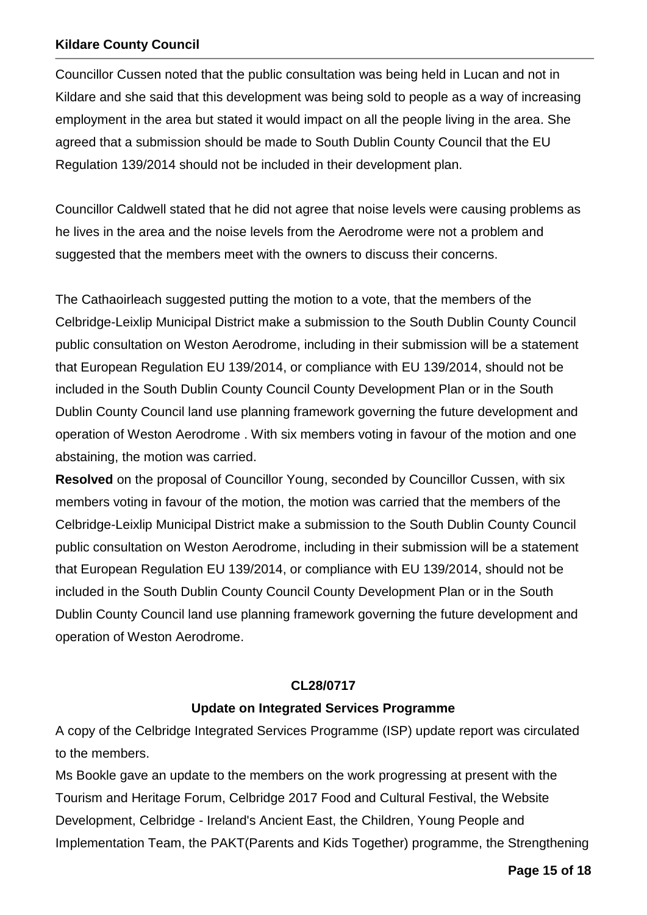Councillor Cussen noted that the public consultation was being held in Lucan and not in Kildare and she said that this development was being sold to people as a way of increasing employment in the area but stated it would impact on all the people living in the area. She agreed that a submission should be made to South Dublin County Council that the EU Regulation 139/2014 should not be included in their development plan.

Councillor Caldwell stated that he did not agree that noise levels were causing problems as he lives in the area and the noise levels from the Aerodrome were not a problem and suggested that the members meet with the owners to discuss their concerns.

The Cathaoirleach suggested putting the motion to a vote, that the members of the Celbridge-Leixlip Municipal District make a submission to the South Dublin County Council public consultation on Weston Aerodrome, including in their submission will be a statement that European Regulation EU 139/2014, or compliance with EU 139/2014, should not be included in the South Dublin County Council County Development Plan or in the South Dublin County Council land use planning framework governing the future development and operation of Weston Aerodrome . With six members voting in favour of the motion and one abstaining, the motion was carried.

**Resolved** on the proposal of Councillor Young, seconded by Councillor Cussen, with six members voting in favour of the motion, the motion was carried that the members of the Celbridge-Leixlip Municipal District make a submission to the South Dublin County Council public consultation on Weston Aerodrome, including in their submission will be a statement that European Regulation EU 139/2014, or compliance with EU 139/2014, should not be included in the South Dublin County Council County Development Plan or in the South Dublin County Council land use planning framework governing the future development and operation of Weston Aerodrome.

**CL28/0717**

**Update on Integrated Services Programme**

A copy of the Celbridge Integrated Services Programme (ISP) update report was circulated to the members.

Ms Bookle gave an update to the members on the work progressing at present with the Tourism and Heritage Forum, Celbridge 2017 Food and Cultural Festival, the Website Development, Celbridge - Ireland's Ancient East, the Children, Young People and Implementation Team, the PAKT(Parents and Kids Together) programme, the Strengthening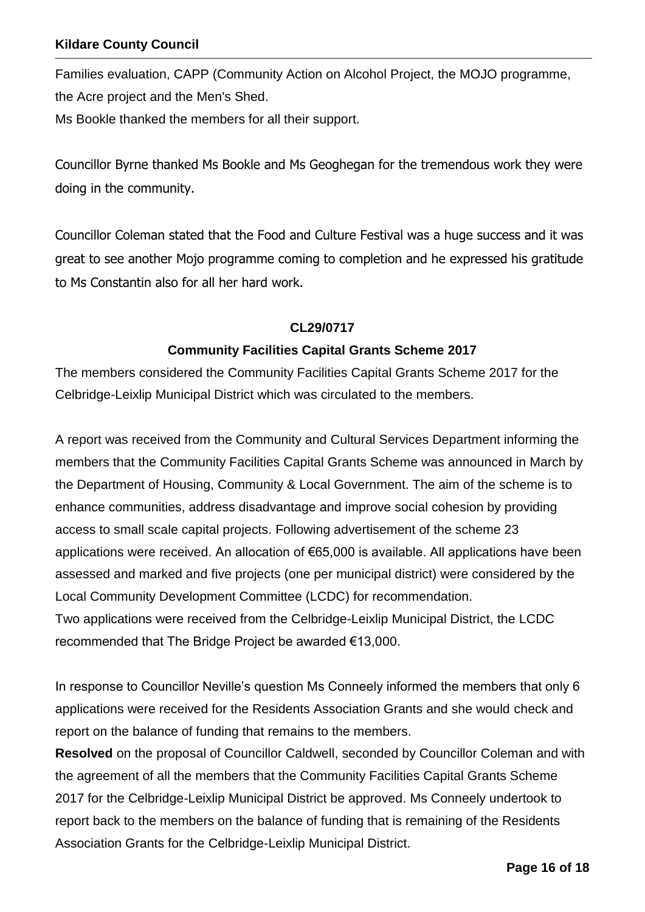Families evaluation, CAPP (Community Action on Alcohol Project, the MOJO programme, the Acre project and the Men's Shed.
Ms Bookle thanked the members for all their support.

Councillor Byrne thanked Ms Bookle and Ms Geoghegan for the tremendous work they were doing in the community.

Councillor Coleman stated that the Food and Culture Festival was a huge success and it was great to see another Mojo programme coming to completion and he expressed his gratitude to Ms Constantin also for all her hard work.

**CL29/0717**

**Community Facilities Capital Grants Scheme 2017**

The members considered the Community Facilities Capital Grants Scheme 2017 for the Celbridge-Leixlip Municipal District which was circulated to the members.

A report was received from the Community and Cultural Services Department informing the members that the Community Facilities Capital Grants Scheme was announced in March by the Department of Housing, Community & Local Government. The aim of the scheme is to enhance communities, address disadvantage and improve social cohesion by providing access to small scale capital projects. Following advertisement of the scheme 23 applications were received. An allocation of €65,000 is available. All applications have been assessed and marked and five projects (one per municipal district) were considered by the Local Community Development Committee (LCDC) for recommendation.
Two applications were received from the Celbridge-Leixlip Municipal District, the LCDC recommended that The Bridge Project be awarded €13,000.

In response to Councillor Neville's question Ms Conneely informed the members that only 6 applications were received for the Residents Association Grants and she would check and report on the balance of funding that remains to the members.
**Resolved** on the proposal of Councillor Caldwell, seconded by Councillor Coleman and with the agreement of all the members that the Community Facilities Capital Grants Scheme 2017 for the Celbridge-Leixlip Municipal District be approved. Ms Conneely undertook to report back to the members on the balance of funding that is remaining of the Residents Association Grants for the Celbridge-Leixlip Municipal District.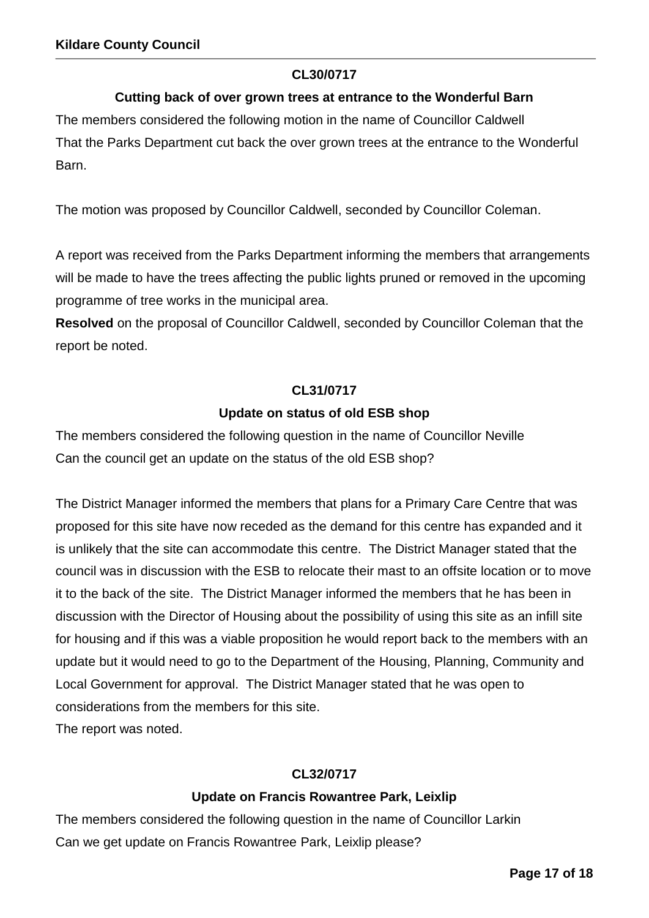**CL30/0717**

**Cutting back of over grown trees at entrance to the Wonderful Barn**

The members considered the following motion in the name of Councillor Caldwell
That the Parks Department cut back the over grown trees at the entrance to the Wonderful Barn.

The motion was proposed by Councillor Caldwell, seconded by Councillor Coleman.

A report was received from the Parks Department informing the members that arrangements will be made to have the trees affecting the public lights pruned or removed in the upcoming programme of tree works in the municipal area.
**Resolved** on the proposal of Councillor Caldwell, seconded by Councillor Coleman that the report be noted.

**CL31/0717**

**Update on status of old ESB shop**

The members considered the following question in the name of Councillor Neville
Can the council get an update on the status of the old ESB shop?

The District Manager informed the members that plans for a Primary Care Centre that was proposed for this site have now receded as the demand for this centre has expanded and it is unlikely that the site can accommodate this centre. The District Manager stated that the council was in discussion with the ESB to relocate their mast to an offsite location or to move it to the back of the site. The District Manager informed the members that he has been in discussion with the Director of Housing about the possibility of using this site as an infill site for housing and if this was a viable proposition he would report back to the members with an update but it would need to go to the Department of the Housing, Planning, Community and Local Government for approval. The District Manager stated that he was open to considerations from the members for this site.
The report was noted.

**CL32/0717**

**Update on Francis Rowantree Park, Leixlip**

The members considered the following question in the name of Councillor Larkin
Can we get update on Francis Rowantree Park, Leixlip please?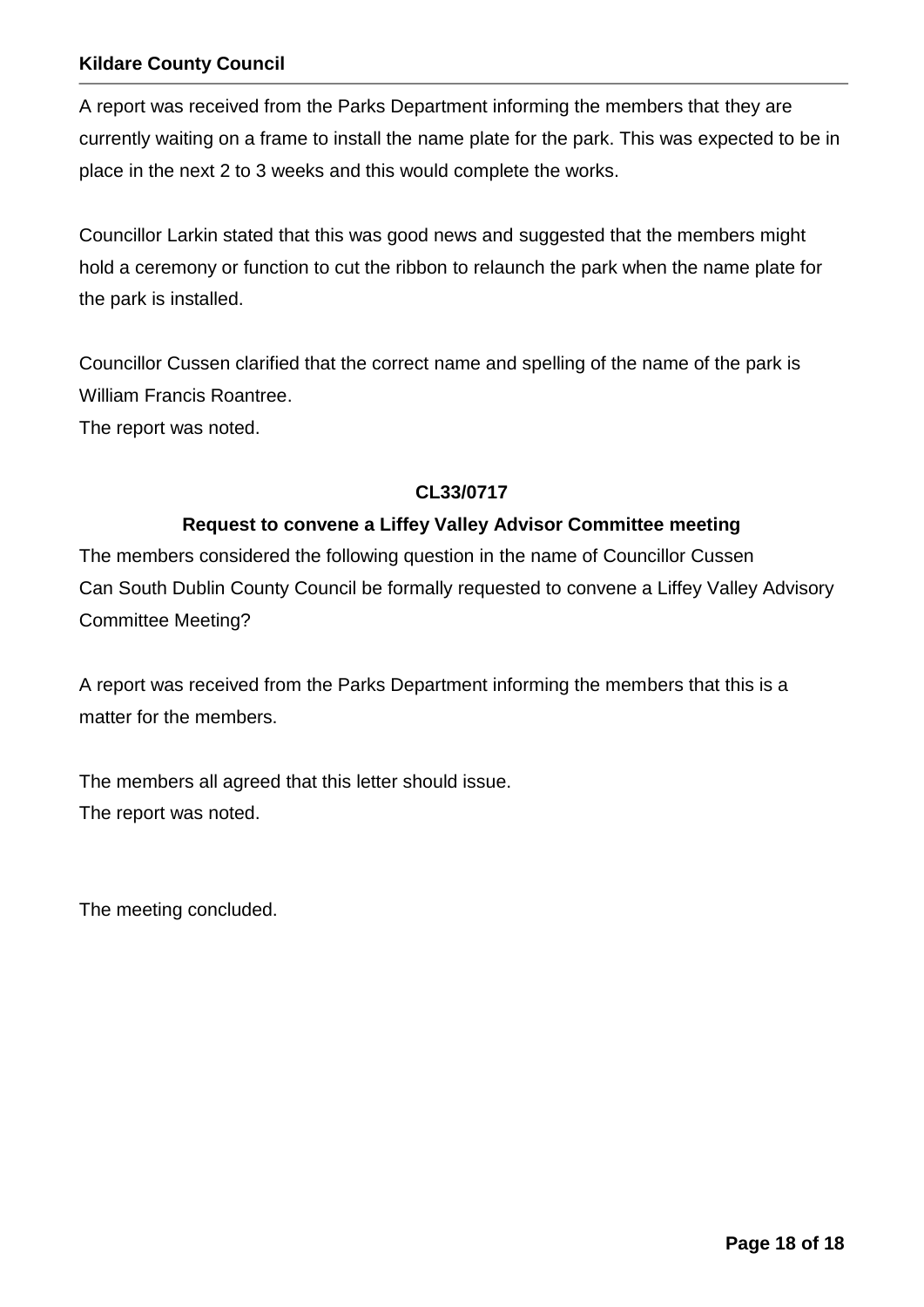A report was received from the Parks Department informing the members that they are currently waiting on a frame to install the name plate for the park. This was expected to be in place in the next 2 to 3 weeks and this would complete the works.

Councillor Larkin stated that this was good news and suggested that the members might hold a ceremony or function to cut the ribbon to relaunch the park when the name plate for the park is installed.

Councillor Cussen clarified that the correct name and spelling of the name of the park is William Francis Roantree.
The report was noted.

**CL33/0717**

**Request to convene a Liffey Valley Advisor Committee meeting**

The members considered the following question in the name of Councillor Cussen
Can South Dublin County Council be formally requested to convene a Liffey Valley Advisory Committee Meeting?

A report was received from the Parks Department informing the members that this is a matter for the members.

The members all agreed that this letter should issue.
The report was noted.

The meeting concluded.